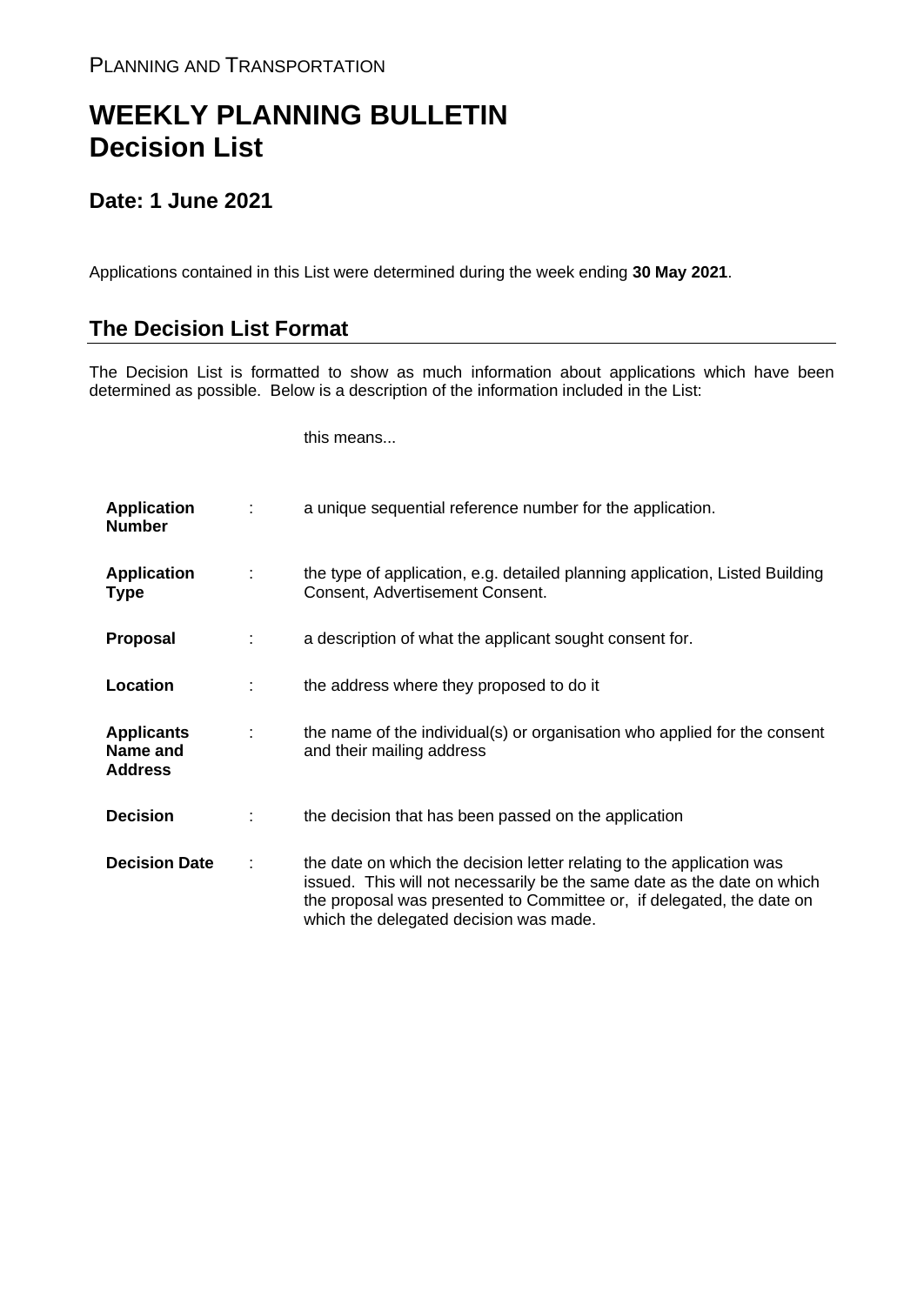PLANNING AND TRANSPORTATION

# WEEKLY PLANNING BULLETIN
# Decision List

## Date: 1 June 2021

Applications contained in this List were determined during the week ending **30 May 2021**.

## The Decision List Format

The Decision List is formatted to show as much information about applications which have been determined as possible. Below is a description of the information included in the List:

| | | this means... |
|---|---|---|
| **Application Number** | : | a unique sequential reference number for the application. |
| **Application Type** | : | the type of application, e.g. detailed planning application, Listed Building Consent, Advertisement Consent. |
| **Proposal** | : | a description of what the applicant sought consent for. |
| **Location** | : | the address where they proposed to do it |
| **Applicants Name and Address** | : | the name of the individual(s) or organisation who applied for the consent and their mailing address |
| **Decision** | : | the decision that has been passed on the application |
| **Decision Date** | : | the date on which the decision letter relating to the application was issued. This will not necessarily be the same date as the date on which the proposal was presented to Committee or, if delegated, the date on which the delegated decision was made. |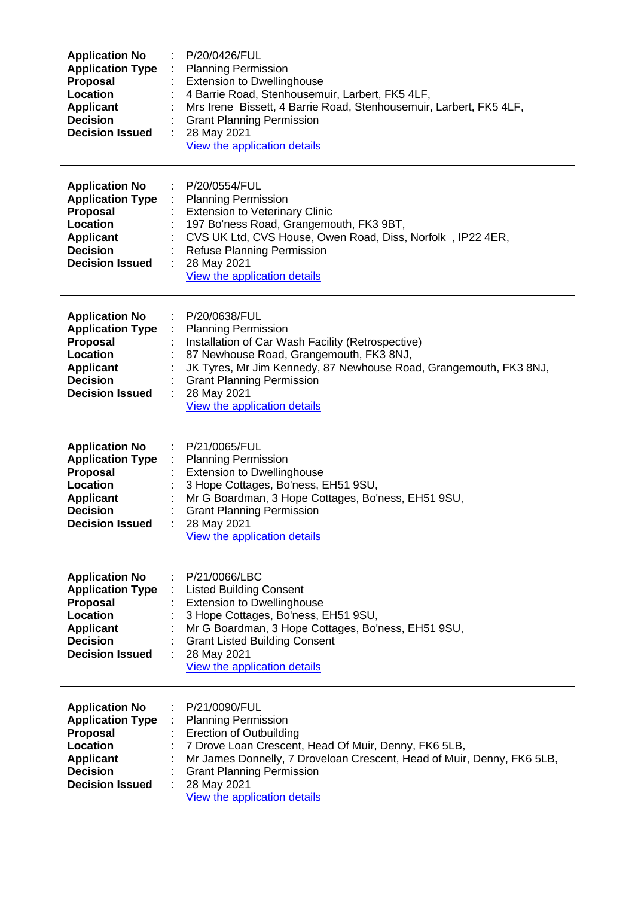| | | |
|---|---|---|
| **Application No** | : | P/20/0426/FUL |
| **Application Type** | : | Planning Permission |
| **Proposal** | : | Extension to Dwellinghouse |
| **Location** | : | 4 Barrie Road, Stenhousemuir, Larbert, FK5 4LF, |
| **Applicant** | : | Mrs Irene Bissett, 4 Barrie Road, Stenhousemuir, Larbert, FK5 4LF, |
| **Decision** | : | Grant Planning Permission |
| **Decision Issued** | : | 28 May 2021 |
| | | View the application details |

---

| | | |
|---|---|---|
| **Application No** | : | P/20/0554/FUL |
| **Application Type** | : | Planning Permission |
| **Proposal** | : | Extension to Veterinary Clinic |
| **Location** | : | 197 Bo'ness Road, Grangemouth, FK3 9BT, |
| **Applicant** | : | CVS UK Ltd, CVS House, Owen Road, Diss, Norfolk , IP22 4ER, |
| **Decision** | : | Refuse Planning Permission |
| **Decision Issued** | : | 28 May 2021 |
| | | View the application details |

---

| | | |
|---|---|---|
| **Application No** | : | P/20/0638/FUL |
| **Application Type** | : | Planning Permission |
| **Proposal** | : | Installation of Car Wash Facility (Retrospective) |
| **Location** | : | 87 Newhouse Road, Grangemouth, FK3 8NJ, |
| **Applicant** | : | JK Tyres, Mr Jim Kennedy, 87 Newhouse Road, Grangemouth, FK3 8NJ, |
| **Decision** | : | Grant Planning Permission |
| **Decision Issued** | : | 28 May 2021 |
| | | View the application details |

---

| | | |
|---|---|---|
| **Application No** | : | P/21/0065/FUL |
| **Application Type** | : | Planning Permission |
| **Proposal** | : | Extension to Dwellinghouse |
| **Location** | : | 3 Hope Cottages, Bo'ness, EH51 9SU, |
| **Applicant** | : | Mr G Boardman, 3 Hope Cottages, Bo'ness, EH51 9SU, |
| **Decision** | : | Grant Planning Permission |
| **Decision Issued** | : | 28 May 2021 |
| | | View the application details |

---

| | | |
|---|---|---|
| **Application No** | : | P/21/0066/LBC |
| **Application Type** | : | Listed Building Consent |
| **Proposal** | : | Extension to Dwellinghouse |
| **Location** | : | 3 Hope Cottages, Bo'ness, EH51 9SU, |
| **Applicant** | : | Mr G Boardman, 3 Hope Cottages, Bo'ness, EH51 9SU, |
| **Decision** | : | Grant Listed Building Consent |
| **Decision Issued** | : | 28 May 2021 |
| | | View the application details |

---

| | | |
|---|---|---|
| **Application No** | : | P/21/0090/FUL |
| **Application Type** | : | Planning Permission |
| **Proposal** | : | Erection of Outbuilding |
| **Location** | : | 7 Drove Loan Crescent, Head Of Muir, Denny, FK6 5LB, |
| **Applicant** | : | Mr James Donnelly, 7 Droveloan Crescent, Head of Muir, Denny, FK6 5LB, |
| **Decision** | : | Grant Planning Permission |
| **Decision Issued** | : | 28 May 2021 |
| | | View the application details |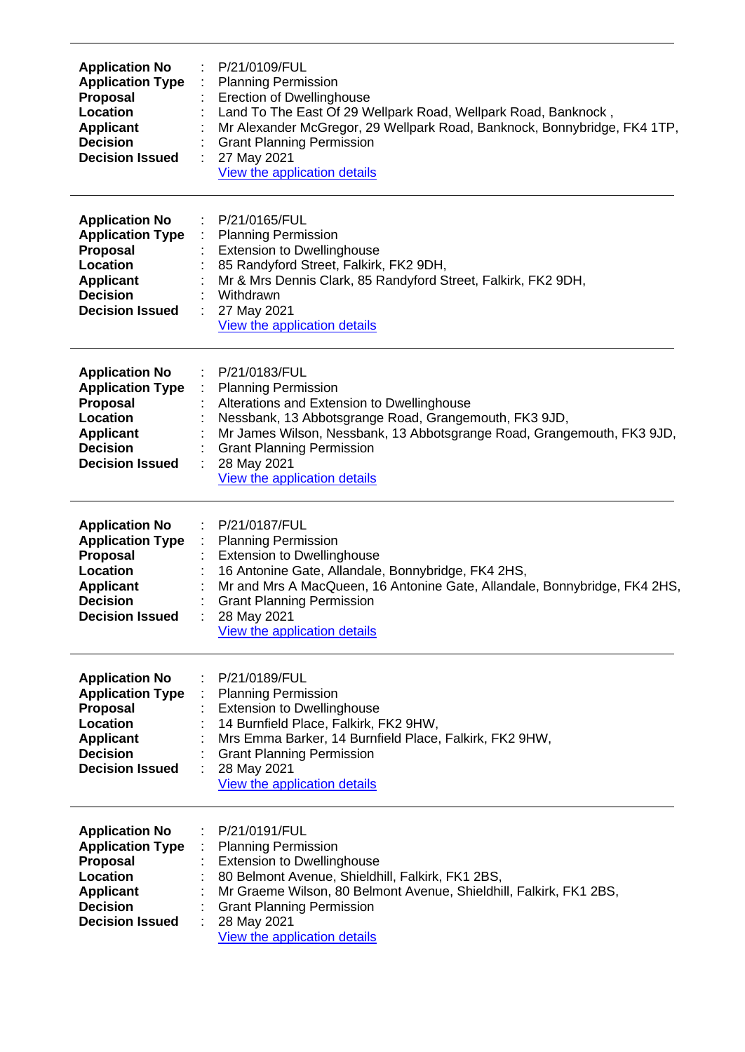---

**Application No** : P/21/0109/FUL
**Application Type** : Planning Permission
**Proposal** : Erection of Dwellinghouse
**Location** : Land To The East Of 29 Wellpark Road, Wellpark Road, Banknock ,
**Applicant** : Mr Alexander McGregor, 29 Wellpark Road, Banknock, Bonnybridge, FK4 1TP,
**Decision** : Grant Planning Permission
**Decision Issued** : 27 May 2021
View the application details

---

**Application No** : P/21/0165/FUL
**Application Type** : Planning Permission
**Proposal** : Extension to Dwellinghouse
**Location** : 85 Randyford Street, Falkirk, FK2 9DH,
**Applicant** : Mr & Mrs Dennis Clark, 85 Randyford Street, Falkirk, FK2 9DH,
**Decision** : Withdrawn
**Decision Issued** : 27 May 2021
View the application details

---

**Application No** : P/21/0183/FUL
**Application Type** : Planning Permission
**Proposal** : Alterations and Extension to Dwellinghouse
**Location** : Nessbank, 13 Abbotsgrange Road, Grangemouth, FK3 9JD,
**Applicant** : Mr James Wilson, Nessbank, 13 Abbotsgrange Road, Grangemouth, FK3 9JD,
**Decision** : Grant Planning Permission
**Decision Issued** : 28 May 2021
View the application details

---

**Application No** : P/21/0187/FUL
**Application Type** : Planning Permission
**Proposal** : Extension to Dwellinghouse
**Location** : 16 Antonine Gate, Allandale, Bonnybridge, FK4 2HS,
**Applicant** : Mr and Mrs A MacQueen, 16 Antonine Gate, Allandale, Bonnybridge, FK4 2HS,
**Decision** : Grant Planning Permission
**Decision Issued** : 28 May 2021
View the application details

---

**Application No** : P/21/0189/FUL
**Application Type** : Planning Permission
**Proposal** : Extension to Dwellinghouse
**Location** : 14 Burnfield Place, Falkirk, FK2 9HW,
**Applicant** : Mrs Emma Barker, 14 Burnfield Place, Falkirk, FK2 9HW,
**Decision** : Grant Planning Permission
**Decision Issued** : 28 May 2021
View the application details

---

**Application No** : P/21/0191/FUL
**Application Type** : Planning Permission
**Proposal** : Extension to Dwellinghouse
**Location** : 80 Belmont Avenue, Shieldhill, Falkirk, FK1 2BS,
**Applicant** : Mr Graeme Wilson, 80 Belmont Avenue, Shieldhill, Falkirk, FK1 2BS,
**Decision** : Grant Planning Permission
**Decision Issued** : 28 May 2021
View the application details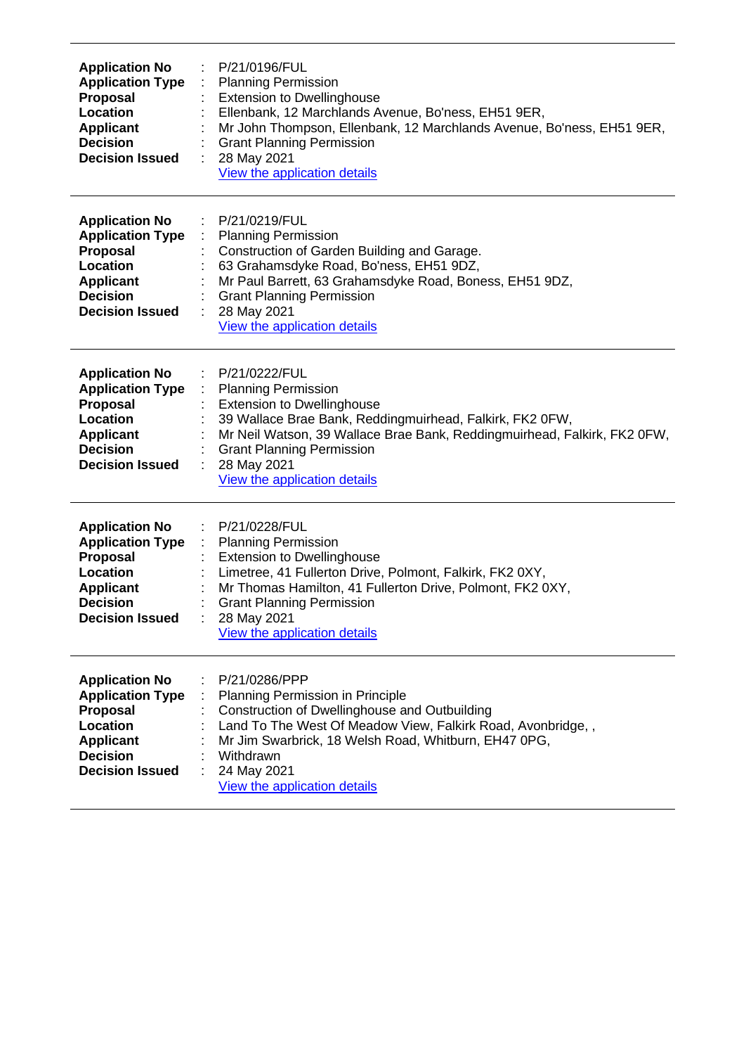| | | |
|---|---|---|
| **Application No** | : | P/21/0196/FUL |
| **Application Type** | : | Planning Permission |
| **Proposal** | : | Extension to Dwellinghouse |
| **Location** | : | Ellenbank, 12 Marchlands Avenue, Bo'ness, EH51 9ER, |
| **Applicant** | : | Mr John Thompson, Ellenbank, 12 Marchlands Avenue, Bo'ness, EH51 9ER, |
| **Decision** | : | Grant Planning Permission |
| **Decision Issued** | : | 28 May 2021 |
| | | View the application details |

---

| | | |
|---|---|---|
| **Application No** | : | P/21/0219/FUL |
| **Application Type** | : | Planning Permission |
| **Proposal** | : | Construction of Garden Building and Garage. |
| **Location** | : | 63 Grahamsdyke Road, Bo'ness, EH51 9DZ, |
| **Applicant** | : | Mr Paul Barrett, 63 Grahamsdyke Road, Boness, EH51 9DZ, |
| **Decision** | : | Grant Planning Permission |
| **Decision Issued** | : | 28 May 2021 |
| | | View the application details |

---

| | | |
|---|---|---|
| **Application No** | : | P/21/0222/FUL |
| **Application Type** | : | Planning Permission |
| **Proposal** | : | Extension to Dwellinghouse |
| **Location** | : | 39 Wallace Brae Bank, Reddingmuirhead, Falkirk, FK2 0FW, |
| **Applicant** | : | Mr Neil Watson, 39 Wallace Brae Bank, Reddingmuirhead, Falkirk, FK2 0FW, |
| **Decision** | : | Grant Planning Permission |
| **Decision Issued** | : | 28 May 2021 |
| | | View the application details |

---

| | | |
|---|---|---|
| **Application No** | : | P/21/0228/FUL |
| **Application Type** | : | Planning Permission |
| **Proposal** | : | Extension to Dwellinghouse |
| **Location** | : | Limetree, 41 Fullerton Drive, Polmont, Falkirk, FK2 0XY, |
| **Applicant** | : | Mr Thomas Hamilton, 41 Fullerton Drive, Polmont, FK2 0XY, |
| **Decision** | : | Grant Planning Permission |
| **Decision Issued** | : | 28 May 2021 |
| | | View the application details |

---

| | | |
|---|---|---|
| **Application No** | : | P/21/0286/PPP |
| **Application Type** | : | Planning Permission in Principle |
| **Proposal** | : | Construction of Dwellinghouse and Outbuilding |
| **Location** | : | Land To The West Of Meadow View, Falkirk Road, Avonbridge, , |
| **Applicant** | : | Mr Jim Swarbrick, 18 Welsh Road, Whitburn, EH47 0PG, |
| **Decision** | : | Withdrawn |
| **Decision Issued** | : | 24 May 2021 |
| | | View the application details |